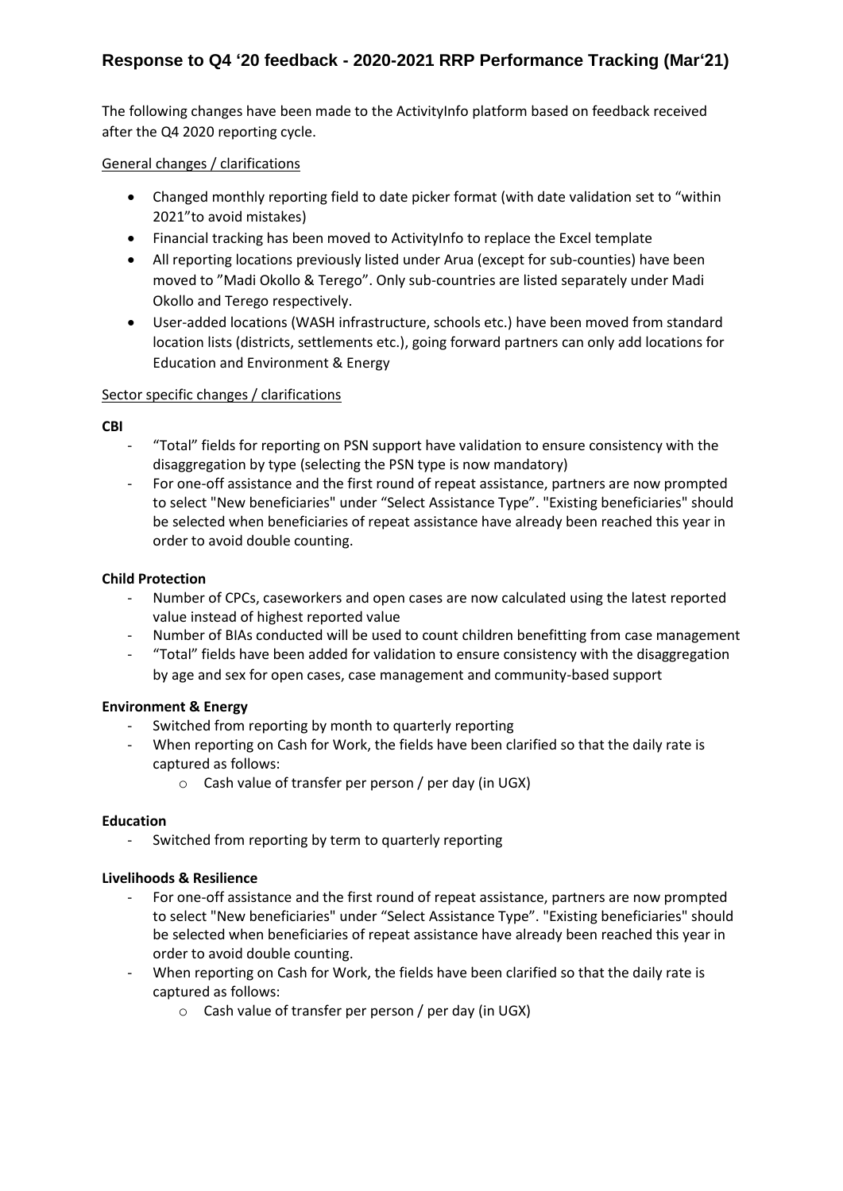# Response to Q4 '20 feedback - 2020-2021 RRP Performance Tracking (Mar'21)

The following changes have been made to the ActivityInfo platform based on feedback received after the Q4 2020 reporting cycle.

General changes / clarifications

- Changed monthly reporting field to date picker format (with date validation set to "within 2021"to avoid mistakes)
- Financial tracking has been moved to ActivityInfo to replace the Excel template
- All reporting locations previously listed under Arua (except for sub-counties) have been moved to "Madi Okollo & Terego". Only sub-countries are listed separately under Madi Okollo and Terego respectively.
- User-added locations (WASH infrastructure, schools etc.) have been moved from standard location lists (districts, settlements etc.), going forward partners can only add locations for Education and Environment & Energy

Sector specific changes / clarifications

**CBI**

- "Total" fields for reporting on PSN support have validation to ensure consistency with the disaggregation by type (selecting the PSN type is now mandatory)
- For one-off assistance and the first round of repeat assistance, partners are now prompted to select "New beneficiaries" under "Select Assistance Type". "Existing beneficiaries" should be selected when beneficiaries of repeat assistance have already been reached this year in order to avoid double counting.

**Child Protection**

- Number of CPCs, caseworkers and open cases are now calculated using the latest reported value instead of highest reported value
- Number of BIAs conducted will be used to count children benefitting from case management
- "Total" fields have been added for validation to ensure consistency with the disaggregation by age and sex for open cases, case management and community-based support

**Environment & Energy**

- Switched from reporting by month to quarterly reporting
- When reporting on Cash for Work, the fields have been clarified so that the daily rate is captured as follows:
  - Cash value of transfer per person / per day (in UGX)

**Education**

- Switched from reporting by term to quarterly reporting

**Livelihoods & Resilience**

- For one-off assistance and the first round of repeat assistance, partners are now prompted to select "New beneficiaries" under "Select Assistance Type". "Existing beneficiaries" should be selected when beneficiaries of repeat assistance have already been reached this year in order to avoid double counting.
- When reporting on Cash for Work, the fields have been clarified so that the daily rate is captured as follows:
  - Cash value of transfer per person / per day (in UGX)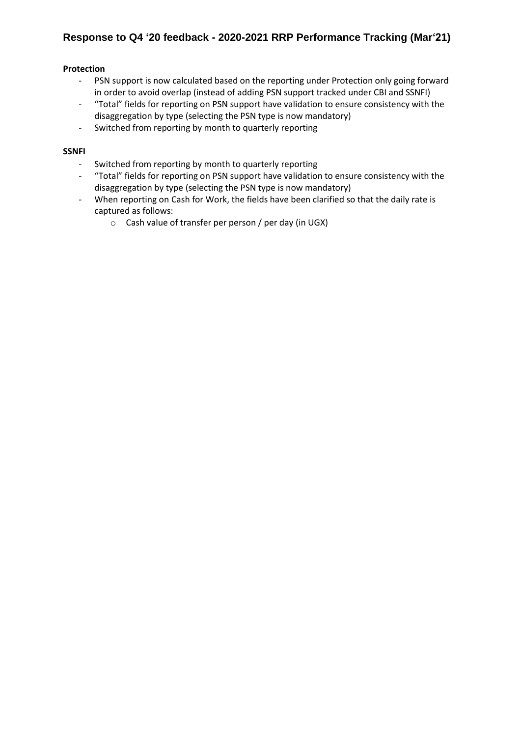# Response to Q4 '20 feedback - 2020-2021 RRP Performance Tracking (Mar'21)

**Protection**

- PSN support is now calculated based on the reporting under Protection only going forward in order to avoid overlap (instead of adding PSN support tracked under CBI and SSNFI)
- "Total" fields for reporting on PSN support have validation to ensure consistency with the disaggregation by type (selecting the PSN type is now mandatory)
- Switched from reporting by month to quarterly reporting

**SSNFI**

- Switched from reporting by month to quarterly reporting
- "Total" fields for reporting on PSN support have validation to ensure consistency with the disaggregation by type (selecting the PSN type is now mandatory)
- When reporting on Cash for Work, the fields have been clarified so that the daily rate is captured as follows:
  - Cash value of transfer per person / per day (in UGX)